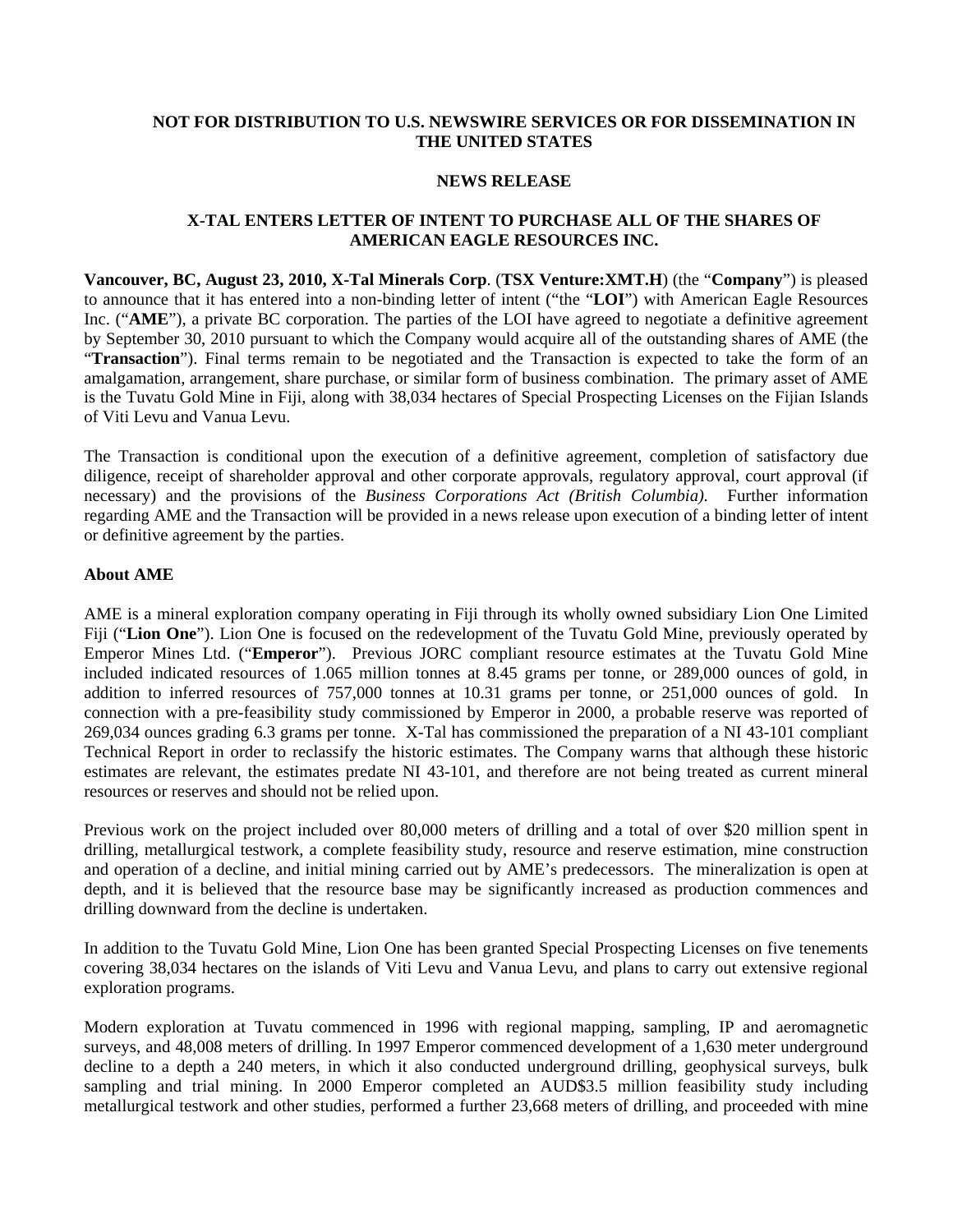**NOT FOR DISTRIBUTION TO U.S. NEWSWIRE SERVICES OR FOR DISSEMINATION IN THE UNITED STATES**

**NEWS RELEASE**

# X-TAL ENTERS LETTER OF INTENT TO PURCHASE ALL OF THE SHARES OF AMERICAN EAGLE RESOURCES INC.

**Vancouver, BC, August 23, 2010, X-Tal Minerals Corp**. (**TSX Venture:XMT.H**) (the "**Company**") is pleased to announce that it has entered into a non-binding letter of intent ("the "**LOI**") with American Eagle Resources Inc. ("**AME**"), a private BC corporation. The parties of the LOI have agreed to negotiate a definitive agreement by September 30, 2010 pursuant to which the Company would acquire all of the outstanding shares of AME (the "**Transaction**"). Final terms remain to be negotiated and the Transaction is expected to take the form of an amalgamation, arrangement, share purchase, or similar form of business combination. The primary asset of AME is the Tuvatu Gold Mine in Fiji, along with 38,034 hectares of Special Prospecting Licenses on the Fijian Islands of Viti Levu and Vanua Levu.

The Transaction is conditional upon the execution of a definitive agreement, completion of satisfactory due diligence, receipt of shareholder approval and other corporate approvals, regulatory approval, court approval (if necessary) and the provisions of the *Business Corporations Act (British Columbia).* Further information regarding AME and the Transaction will be provided in a news release upon execution of a binding letter of intent or definitive agreement by the parties.

**About AME**

AME is a mineral exploration company operating in Fiji through its wholly owned subsidiary Lion One Limited Fiji ("**Lion One**"). Lion One is focused on the redevelopment of the Tuvatu Gold Mine, previously operated by Emperor Mines Ltd. ("**Emperor**"). Previous JORC compliant resource estimates at the Tuvatu Gold Mine included indicated resources of 1.065 million tonnes at 8.45 grams per tonne, or 289,000 ounces of gold, in addition to inferred resources of 757,000 tonnes at 10.31 grams per tonne, or 251,000 ounces of gold. In connection with a pre-feasibility study commissioned by Emperor in 2000, a probable reserve was reported of 269,034 ounces grading 6.3 grams per tonne. X-Tal has commissioned the preparation of a NI 43-101 compliant Technical Report in order to reclassify the historic estimates. The Company warns that although these historic estimates are relevant, the estimates predate NI 43-101, and therefore are not being treated as current mineral resources or reserves and should not be relied upon.

Previous work on the project included over 80,000 meters of drilling and a total of over $20 million spent in drilling, metallurgical testwork, a complete feasibility study, resource and reserve estimation, mine construction and operation of a decline, and initial mining carried out by AME's predecessors. The mineralization is open at depth, and it is believed that the resource base may be significantly increased as production commences and drilling downward from the decline is undertaken.

In addition to the Tuvatu Gold Mine, Lion One has been granted Special Prospecting Licenses on five tenements covering 38,034 hectares on the islands of Viti Levu and Vanua Levu, and plans to carry out extensive regional exploration programs.

Modern exploration at Tuvatu commenced in 1996 with regional mapping, sampling, IP and aeromagnetic surveys, and 48,008 meters of drilling. In 1997 Emperor commenced development of a 1,630 meter underground decline to a depth a 240 meters, in which it also conducted underground drilling, geophysical surveys, bulk sampling and trial mining. In 2000 Emperor completed an AUD$3.5 million feasibility study including metallurgical testwork and other studies, performed a further 23,668 meters of drilling, and proceeded with mine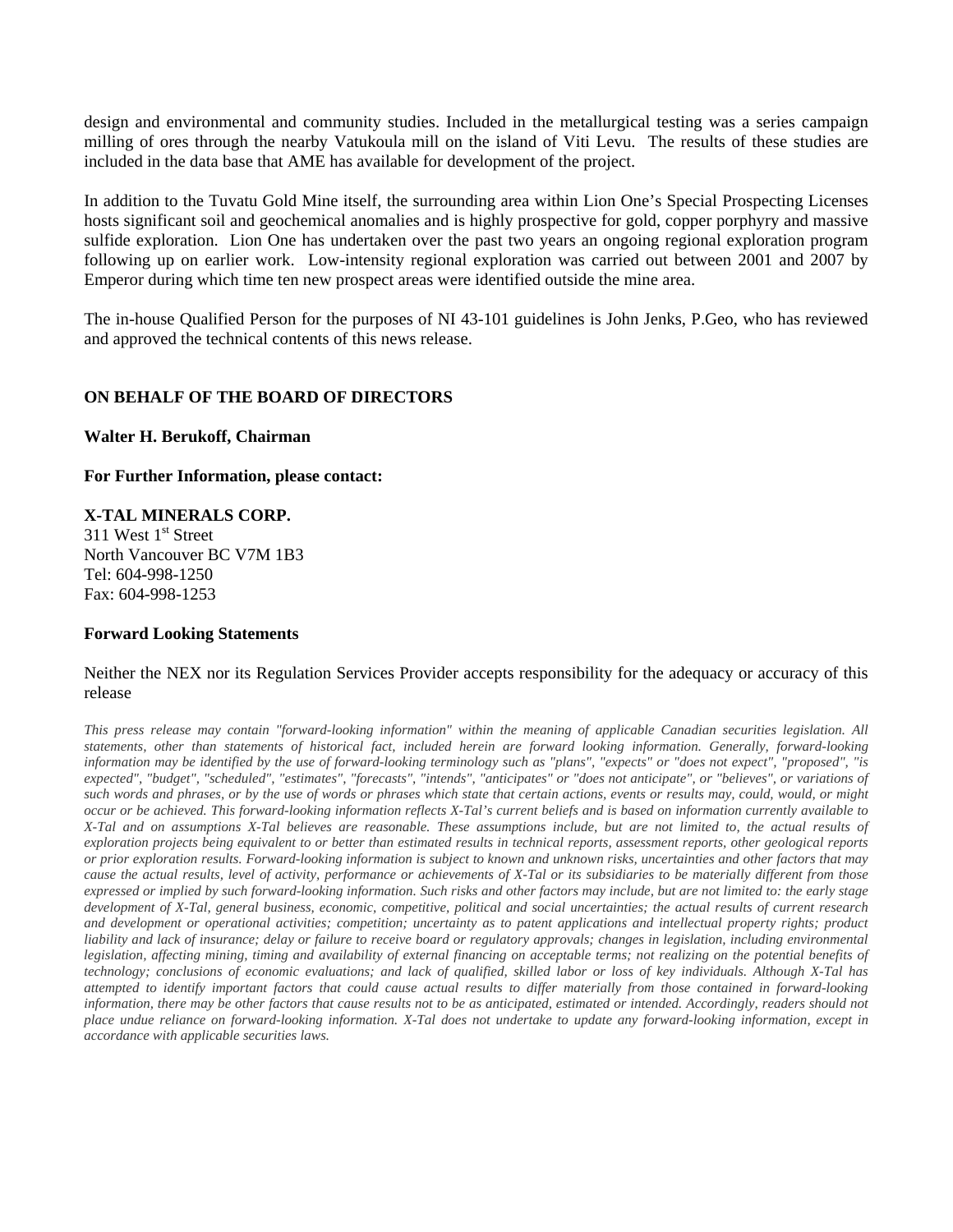design and environmental and community studies. Included in the metallurgical testing was a series campaign milling of ores through the nearby Vatukoula mill on the island of Viti Levu. The results of these studies are included in the data base that AME has available for development of the project.

In addition to the Tuvatu Gold Mine itself, the surrounding area within Lion One's Special Prospecting Licenses hosts significant soil and geochemical anomalies and is highly prospective for gold, copper porphyry and massive sulfide exploration. Lion One has undertaken over the past two years an ongoing regional exploration program following up on earlier work. Low-intensity regional exploration was carried out between 2001 and 2007 by Emperor during which time ten new prospect areas were identified outside the mine area.

The in-house Qualified Person for the purposes of NI 43-101 guidelines is John Jenks, P.Geo, who has reviewed and approved the technical contents of this news release.

**ON BEHALF OF THE BOARD OF DIRECTORS**

**Walter H. Berukoff, Chairman**

**For Further Information, please contact:**

**X-TAL MINERALS CORP.**
311 West 1st Street
North Vancouver BC V7M 1B3
Tel: 604-998-1250
Fax: 604-998-1253

**Forward Looking Statements**

Neither the NEX nor its Regulation Services Provider accepts responsibility for the adequacy or accuracy of this release

*This press release may contain "forward-looking information" within the meaning of applicable Canadian securities legislation. All statements, other than statements of historical fact, included herein are forward looking information. Generally, forward-looking information may be identified by the use of forward-looking terminology such as "plans", "expects" or "does not expect", "proposed", "is expected", "budget", "scheduled", "estimates", "forecasts", "intends", "anticipates" or "does not anticipate", or "believes", or variations of such words and phrases, or by the use of words or phrases which state that certain actions, events or results may, could, would, or might occur or be achieved. This forward-looking information reflects X-Tal's current beliefs and is based on information currently available to X-Tal and on assumptions X-Tal believes are reasonable. These assumptions include, but are not limited to, the actual results of exploration projects being equivalent to or better than estimated results in technical reports, assessment reports, other geological reports or prior exploration results. Forward-looking information is subject to known and unknown risks, uncertainties and other factors that may cause the actual results, level of activity, performance or achievements of X-Tal or its subsidiaries to be materially different from those expressed or implied by such forward-looking information. Such risks and other factors may include, but are not limited to: the early stage development of X-Tal, general business, economic, competitive, political and social uncertainties; the actual results of current research and development or operational activities; competition; uncertainty as to patent applications and intellectual property rights; product liability and lack of insurance; delay or failure to receive board or regulatory approvals; changes in legislation, including environmental legislation, affecting mining, timing and availability of external financing on acceptable terms; not realizing on the potential benefits of technology; conclusions of economic evaluations; and lack of qualified, skilled labor or loss of key individuals. Although X-Tal has attempted to identify important factors that could cause actual results to differ materially from those contained in forward-looking information, there may be other factors that cause results not to be as anticipated, estimated or intended. Accordingly, readers should not place undue reliance on forward-looking information. X-Tal does not undertake to update any forward-looking information, except in accordance with applicable securities laws.*